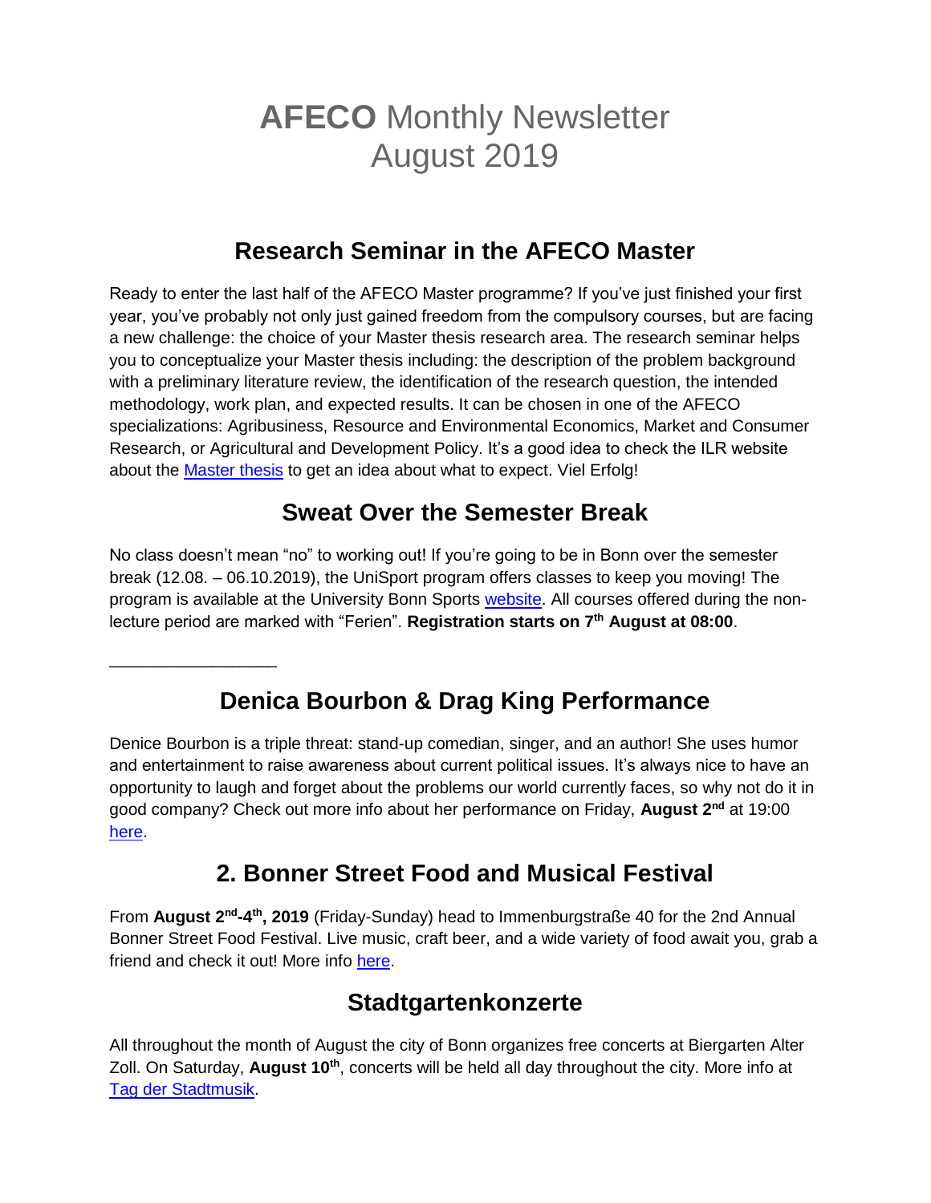# **AFECO** Monthly Newsletter August 2019

## Research Seminar in the AFECO Master

Ready to enter the last half of the AFECO Master programme? If you've just finished your first year, you've probably not only just gained freedom from the compulsory courses, but are facing a new challenge: the choice of your Master thesis research area. The research seminar helps you to conceptualize your Master thesis including: the description of the problem background with a preliminary literature review, the identification of the research question, the intended methodology, work plan, and expected results. It can be chosen in one of the AFECO specializations: Agribusiness, Resource and Environmental Economics, Market and Consumer Research, or Agricultural and Development Policy. It's a good idea to check the ILR website about the Master thesis to get an idea about what to expect. Viel Erfolg!

## Sweat Over the Semester Break

No class doesn't mean "no" to working out! If you're going to be in Bonn over the semester break (12.08. – 06.10.2019), the UniSport program offers classes to keep you moving! The program is available at the University Bonn Sports website. All courses offered during the non-lecture period are marked with "Ferien". **Registration starts on 7th August at 08:00**.

---

## Denica Bourbon & Drag King Performance

Denice Bourbon is a triple threat: stand-up comedian, singer, and an author! She uses humor and entertainment to raise awareness about current political issues. It's always nice to have an opportunity to laugh and forget about the problems our world currently faces, so why not do it in good company? Check out more info about her performance on Friday, **August 2nd** at 19:00 here.

## 2. Bonner Street Food and Musical Festival

From **August 2nd-4th, 2019** (Friday-Sunday) head to Immenburgstraße 40 for the 2nd Annual Bonner Street Food Festival. Live music, craft beer, and a wide variety of food await you, grab a friend and check it out! More info here.

## Stadtgartenkonzerte

All throughout the month of August the city of Bonn organizes free concerts at Biergarten Alter Zoll. On Saturday, **August 10th**, concerts will be held all day throughout the city. More info at Tag der Stadtmusik.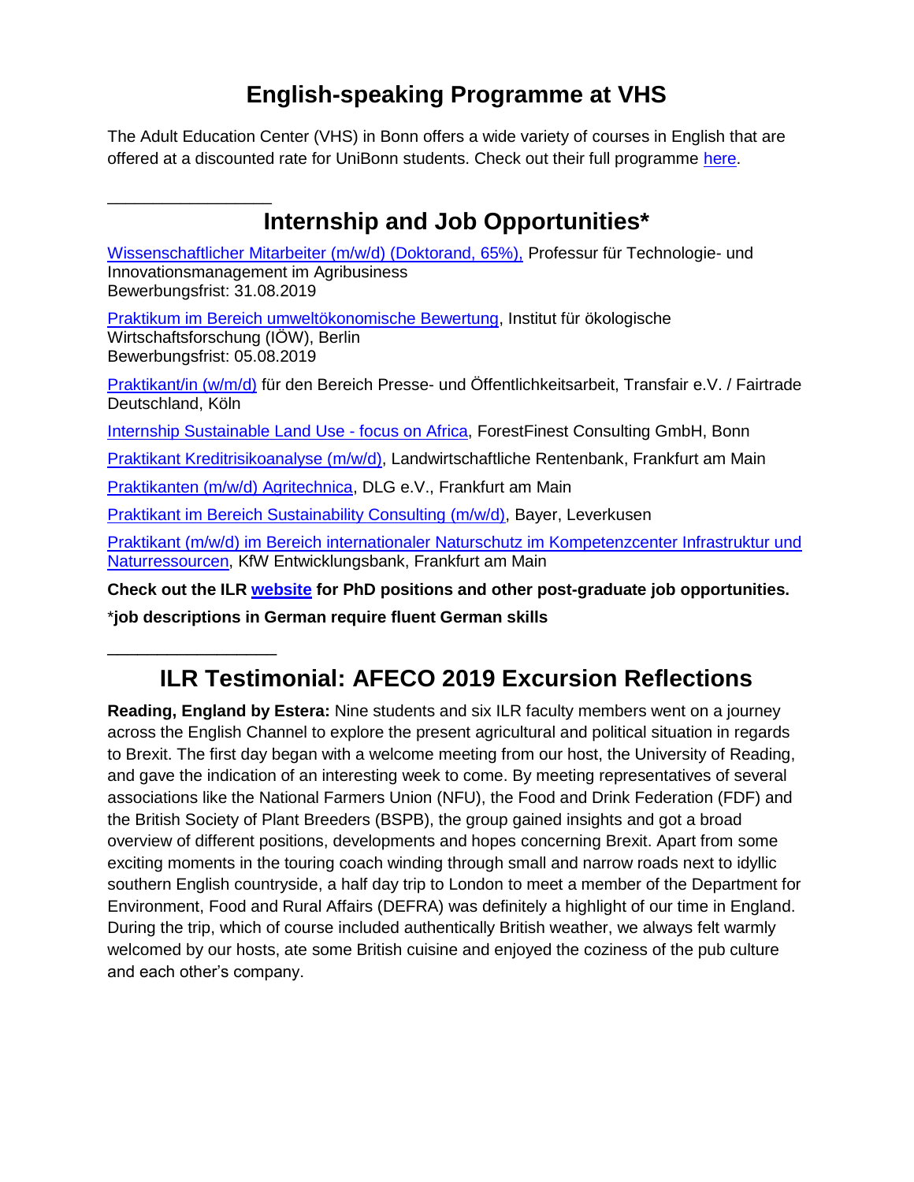## English-speaking Programme at VHS

The Adult Education Center (VHS) in Bonn offers a wide variety of courses in English that are offered at a discounted rate for UniBonn students. Check out their full programme here.

---

## Internship and Job Opportunities*

Wissenschaftlicher Mitarbeiter (m/w/d) (Doktorand, 65%), Professur für Technologie- und Innovationsmanagement im Agribusiness
Bewerbungsfrist: 31.08.2019

Praktikum im Bereich umweltökonomische Bewertung, Institut für ökologische Wirtschaftsforschung (IÖW), Berlin
Bewerbungsfrist: 05.08.2019

Praktikant/in (w/m/d) für den Bereich Presse- und Öffentlichkeitsarbeit, Transfair e.V. / Fairtrade Deutschland, Köln

Internship Sustainable Land Use - focus on Africa, ForestFinest Consulting GmbH, Bonn

Praktikant Kreditrisikoanalyse (m/w/d), Landwirtschaftliche Rentenbank, Frankfurt am Main

Praktikanten (m/w/d) Agritechnica, DLG e.V., Frankfurt am Main

Praktikant im Bereich Sustainability Consulting (m/w/d), Bayer, Leverkusen

Praktikant (m/w/d) im Bereich internationaler Naturschutz im Kompetenzcenter Infrastruktur und Naturressourcen, KfW Entwicklungsbank, Frankfurt am Main

**Check out the ILR website for PhD positions and other post-graduate job opportunities.**

*__job descriptions in German require fluent German skills__

---

## ILR Testimonial: AFECO 2019 Excursion Reflections

**Reading, England by Estera:** Nine students and six ILR faculty members went on a journey across the English Channel to explore the present agricultural and political situation in regards to Brexit. The first day began with a welcome meeting from our host, the University of Reading, and gave the indication of an interesting week to come. By meeting representatives of several associations like the National Farmers Union (NFU), the Food and Drink Federation (FDF) and the British Society of Plant Breeders (BSPB), the group gained insights and got a broad overview of different positions, developments and hopes concerning Brexit. Apart from some exciting moments in the touring coach winding through small and narrow roads next to idyllic southern English countryside, a half day trip to London to meet a member of the Department for Environment, Food and Rural Affairs (DEFRA) was definitely a highlight of our time in England. During the trip, which of course included authentically British weather, we always felt warmly welcomed by our hosts, ate some British cuisine and enjoyed the coziness of the pub culture and each other's company.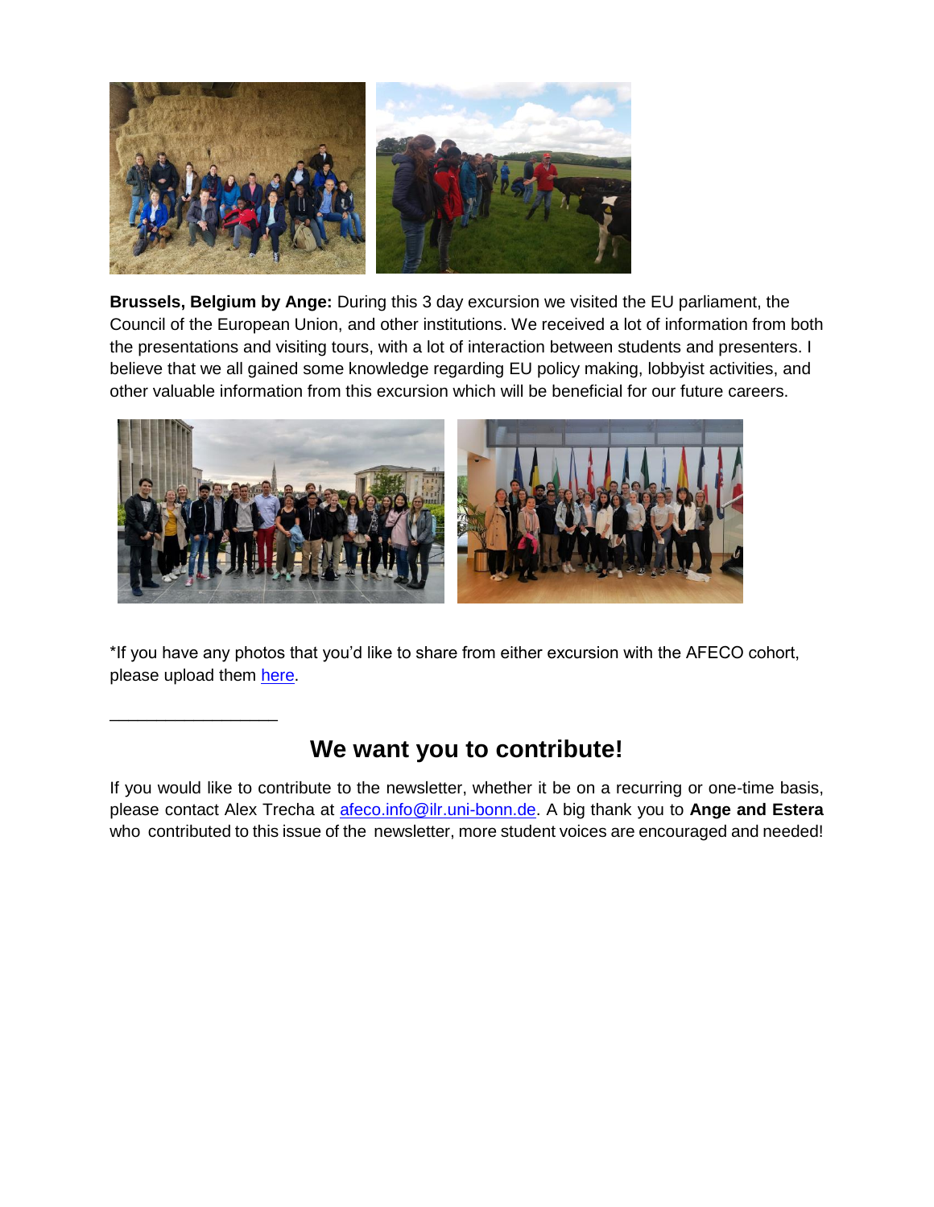**Brussels, Belgium by Ange:** During this 3 day excursion we visited the EU parliament, the Council of the European Union, and other institutions. We received a lot of information from both the presentations and visiting tours, with a lot of interaction between students and presenters. I believe that we all gained some knowledge regarding EU policy making, lobbyist activities, and other valuable information from this excursion which will be beneficial for our future careers.

*If you have any photos that you'd like to share from either excursion with the AFECO cohort, please upload them here.

---

## We want you to contribute!

If you would like to contribute to the newsletter, whether it be on a recurring or one-time basis, please contact Alex Trecha at afeco.info@ilr.uni-bonn.de. A big thank you to **Ange and Estera** who contributed to this issue of the newsletter, more student voices are encouraged and needed!